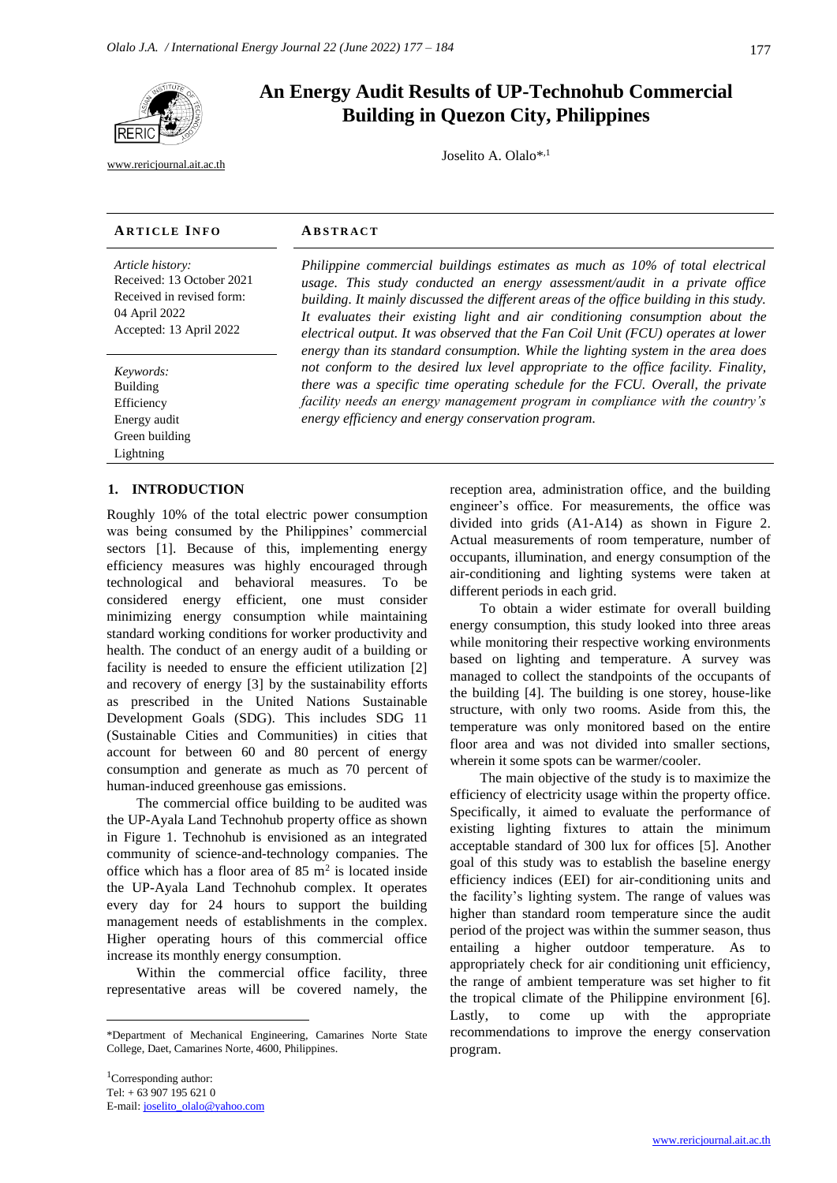# An Energy Audit Results of UP-Technohub Commercial Building in Quezon City, Philippines

www.rericjournal.ait.ac.th

Joselito A. Olalo*[,1]

**ARTICLE INFO**

*Article history:*
Received: 13 October 2021
Received in revised form: 04 April 2022
Accepted: 13 April 2022

*Keywords:*
Building
Efficiency
Energy audit
Green building
Lightning

**ABSTRACT**

*Philippine commercial buildings estimates as much as 10% of total electrical usage. This study conducted an energy assessment/audit in a private office building. It mainly discussed the different areas of the office building in this study. It evaluates their existing light and air conditioning consumption about the electrical output. It was observed that the Fan Coil Unit (FCU) operates at lower energy than its standard consumption. While the lighting system in the area does not conform to the desired lux level appropriate to the office facility. Finality, there was a specific time operating schedule for the FCU. Overall, the private facility needs an energy management program in compliance with the country's energy efficiency and energy conservation program.*

## 1. INTRODUCTION

Roughly 10% of the total electric power consumption was being consumed by the Philippines' commercial sectors [1]. Because of this, implementing energy efficiency measures was highly encouraged through technological and behavioral measures. To be considered energy efficient, one must consider minimizing energy consumption while maintaining standard working conditions for worker productivity and health. The conduct of an energy audit of a building or facility is needed to ensure the efficient utilization [2] and recovery of energy [3] by the sustainability efforts as prescribed in the United Nations Sustainable Development Goals (SDG). This includes SDG 11 (Sustainable Cities and Communities) in cities that account for between 60 and 80 percent of energy consumption and generate as much as 70 percent of human-induced greenhouse gas emissions.

The commercial office building to be audited was the UP-Ayala Land Technohub property office as shown in Figure 1. Technohub is envisioned as an integrated community of science-and-technology companies. The office which has a floor area of 85 m$^2$ is located inside the UP-Ayala Land Technohub complex. It operates every day for 24 hours to support the building management needs of establishments in the complex. Higher operating hours of this commercial office increase its monthly energy consumption.

Within the commercial office facility, three representative areas will be covered namely, the reception area, administration office, and the building engineer's office. For measurements, the office was divided into grids (A1-A14) as shown in Figure 2. Actual measurements of room temperature, number of occupants, illumination, and energy consumption of the air-conditioning and lighting systems were taken at different periods in each grid.

To obtain a wider estimate for overall building energy consumption, this study looked into three areas while monitoring their respective working environments based on lighting and temperature. A survey was managed to collect the standpoints of the occupants of the building [4]. The building is one storey, house-like structure, with only two rooms. Aside from this, the temperature was only monitored based on the entire floor area and was not divided into smaller sections, wherein it some spots can be warmer/cooler.

The main objective of the study is to maximize the efficiency of electricity usage within the property office. Specifically, it aimed to evaluate the performance of existing lighting fixtures to attain the minimum acceptable standard of 300 lux for offices [5]. Another goal of this study was to establish the baseline energy efficiency indices (EEI) for air-conditioning units and the facility's lighting system. The range of values was higher than standard room temperature since the audit period of the project was within the summer season, thus entailing a higher outdoor temperature. As to appropriately check for air conditioning unit efficiency, the range of ambient temperature was set higher to fit the tropical climate of the Philippine environment [6]. Lastly, to come up with the appropriate recommendations to improve the energy conservation program.

---

*Department of Mechanical Engineering, Camarines Norte State College, Daet, Camarines Norte, 4600, Philippines.

[1]Corresponding author:
Tel: + 63 907 195 621 0
E-mail: joselito_olalo@yahoo.com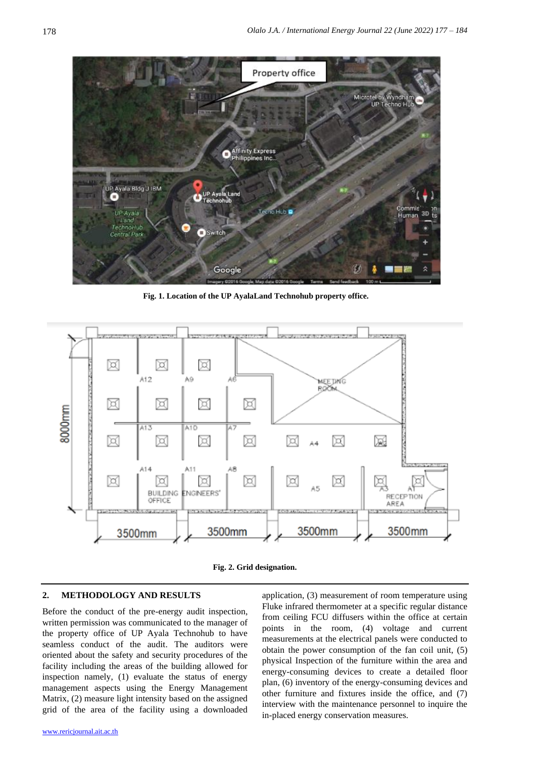Fig. 1. Location of the UP AyalaLand Technohub property office.

Fig. 2. Grid designation.

## 2. METHODOLOGY AND RESULTS

Before the conduct of the pre-energy audit inspection, written permission was communicated to the manager of the property office of UP Ayala Technohub to have seamless conduct of the audit. The auditors were oriented about the safety and security procedures of the facility including the areas of the building allowed for inspection namely, (1) evaluate the status of energy management aspects using the Energy Management Matrix, (2) measure light intensity based on the assigned grid of the area of the facility using a downloaded application, (3) measurement of room temperature using Fluke infrared thermometer at a specific regular distance from ceiling FCU diffusers within the office at certain points in the room, (4) voltage and current measurements at the electrical panels were conducted to obtain the power consumption of the fan coil unit, (5) physical Inspection of the furniture within the area and energy-consuming devices to create a detailed floor plan, (6) inventory of the energy-consuming devices and other furniture and fixtures inside the office, and (7) interview with the maintenance personnel to inquire the in-placed energy conservation measures.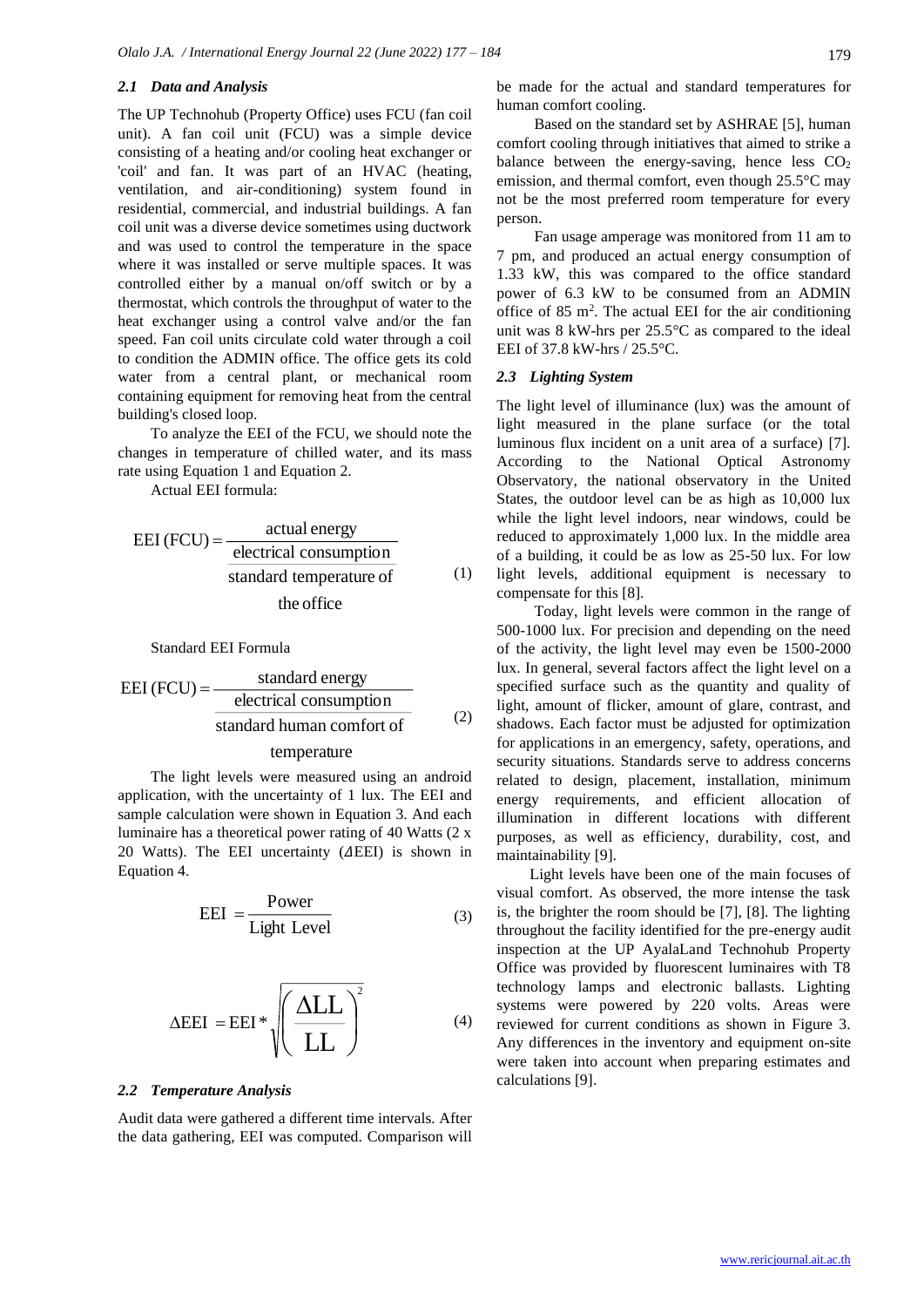### 2.1 Data and Analysis

The UP Technohub (Property Office) uses FCU (fan coil unit). A fan coil unit (FCU) was a simple device consisting of a heating and/or cooling heat exchanger or 'coil' and fan. It was part of an HVAC (heating, ventilation, and air-conditioning) system found in residential, commercial, and industrial buildings. A fan coil unit was a diverse device sometimes using ductwork and was used to control the temperature in the space where it was installed or serve multiple spaces. It was controlled either by a manual on/off switch or by a thermostat, which controls the throughput of water to the heat exchanger using a control valve and/or the fan speed. Fan coil units circulate cold water through a coil to condition the ADMIN office. The office gets its cold water from a central plant, or mechanical room containing equipment for removing heat from the central building's closed loop.

To analyze the EEI of the FCU, we should note the changes in temperature of chilled water, and its mass rate using Equation 1 and Equation 2.

Actual EEI formula:

$$\text{EEI (FCU)} = \frac{\text{actual energy} \over \text{electrical consumption}}{\text{standard temperature of the office}} \tag{1}$$

Standard EEI Formula

$$\text{EEI (FCU)} = \frac{\text{standard energy} \over \text{electrical consumption}}{\text{standard human comfort of temperature}} \tag{2}$$

The light levels were measured using an android application, with the uncertainty of 1 lux. The EEI and sample calculation were shown in Equation 3. And each luminaire has a theoretical power rating of 40 Watts (2 x 20 Watts). The EEI uncertainty (*Δ*EEI) is shown in Equation 4.

$$\text{EEI} = \frac{\text{Power}}{\text{Light Level}} \tag{3}$$

$$\Delta\text{EEI} = \text{EEI} * \sqrt{\left(\frac{\Delta\text{LL}}{\text{LL}}\right)^2} \tag{4}$$

### 2.2 Temperature Analysis

Audit data were gathered a different time intervals. After the data gathering, EEI was computed. Comparison will be made for the actual and standard temperatures for human comfort cooling.

Based on the standard set by ASHRAE [5], human comfort cooling through initiatives that aimed to strike a balance between the energy-saving, hence less $CO_2$ emission, and thermal comfort, even though 25.5°C may not be the most preferred room temperature for every person.

Fan usage amperage was monitored from 11 am to 7 pm, and produced an actual energy consumption of 1.33 kW, this was compared to the office standard power of 6.3 kW to be consumed from an ADMIN office of 85 m$^2$. The actual EEI for the air conditioning unit was 8 kW-hrs per 25.5°C as compared to the ideal EEI of 37.8 kW-hrs / 25.5°C.

### 2.3 Lighting System

The light level of illuminance (lux) was the amount of light measured in the plane surface (or the total luminous flux incident on a unit area of a surface) [7]. According to the National Optical Astronomy Observatory, the national observatory in the United States, the outdoor level can be as high as 10,000 lux while the light level indoors, near windows, could be reduced to approximately 1,000 lux. In the middle area of a building, it could be as low as 25-50 lux. For low light levels, additional equipment is necessary to compensate for this [8].

Today, light levels were common in the range of 500-1000 lux. For precision and depending on the need of the activity, the light level may even be 1500-2000 lux. In general, several factors affect the light level on a specified surface such as the quantity and quality of light, amount of flicker, amount of glare, contrast, and shadows. Each factor must be adjusted for optimization for applications in an emergency, safety, operations, and security situations. Standards serve to address concerns related to design, placement, installation, minimum energy requirements, and efficient allocation of illumination in different locations with different purposes, as well as efficiency, durability, cost, and maintainability [9].

Light levels have been one of the main focuses of visual comfort. As observed, the more intense the task is, the brighter the room should be [7], [8]. The lighting throughout the facility identified for the pre-energy audit inspection at the UP AyalaLand Technohub Property Office was provided by fluorescent luminaires with T8 technology lamps and electronic ballasts. Lighting systems were powered by 220 volts. Areas were reviewed for current conditions as shown in Figure 3. Any differences in the inventory and equipment on-site were taken into account when preparing estimates and calculations [9].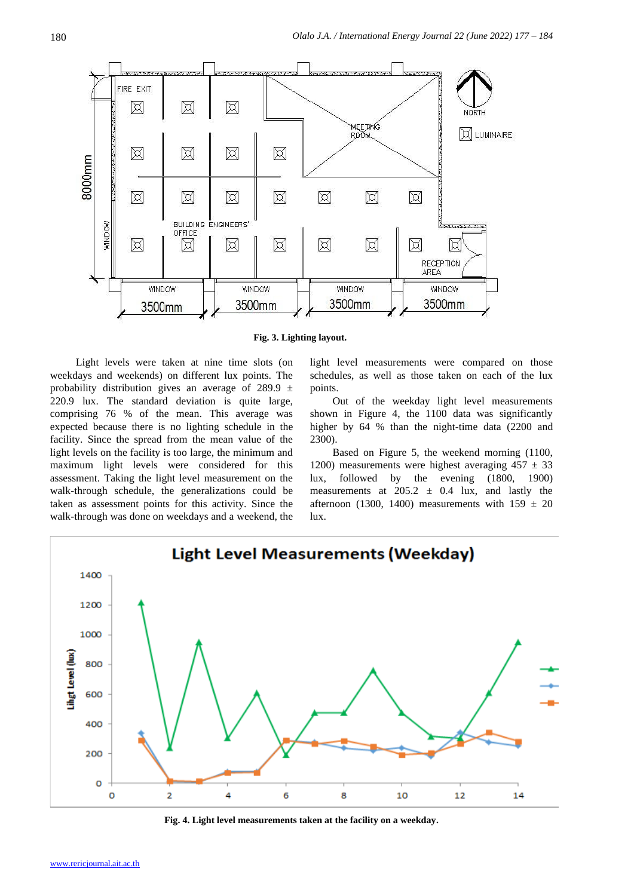Fig. 3. Lighting layout.

Light levels were taken at nine time slots (on weekdays and weekends) on different lux points. The probability distribution gives an average of 289.9 ± 220.9 lux. The standard deviation is quite large, comprising 76 % of the mean. This average was expected because there is no lighting schedule in the facility. Since the spread from the mean value of the light levels on the facility is too large, the minimum and maximum light levels were considered for this assessment. Taking the light level measurement on the walk-through schedule, the generalizations could be taken as assessment points for this activity. Since the walk-through was done on weekdays and a weekend, the light level measurements were compared on those schedules, as well as those taken on each of the lux points.

Out of the weekday light level measurements shown in Figure 4, the 1100 data was significantly higher by 64 % than the night-time data (2200 and 2300).

Based on Figure 5, the weekend morning (1100, 1200) measurements were highest averaging 457 ± 33 lux, followed by the evening (1800, 1900) measurements at 205.2 ± 0.4 lux, and lastly the afternoon (1300, 1400) measurements with 159 ± 20 lux.

Fig. 4. Light level measurements taken at the facility on a weekday.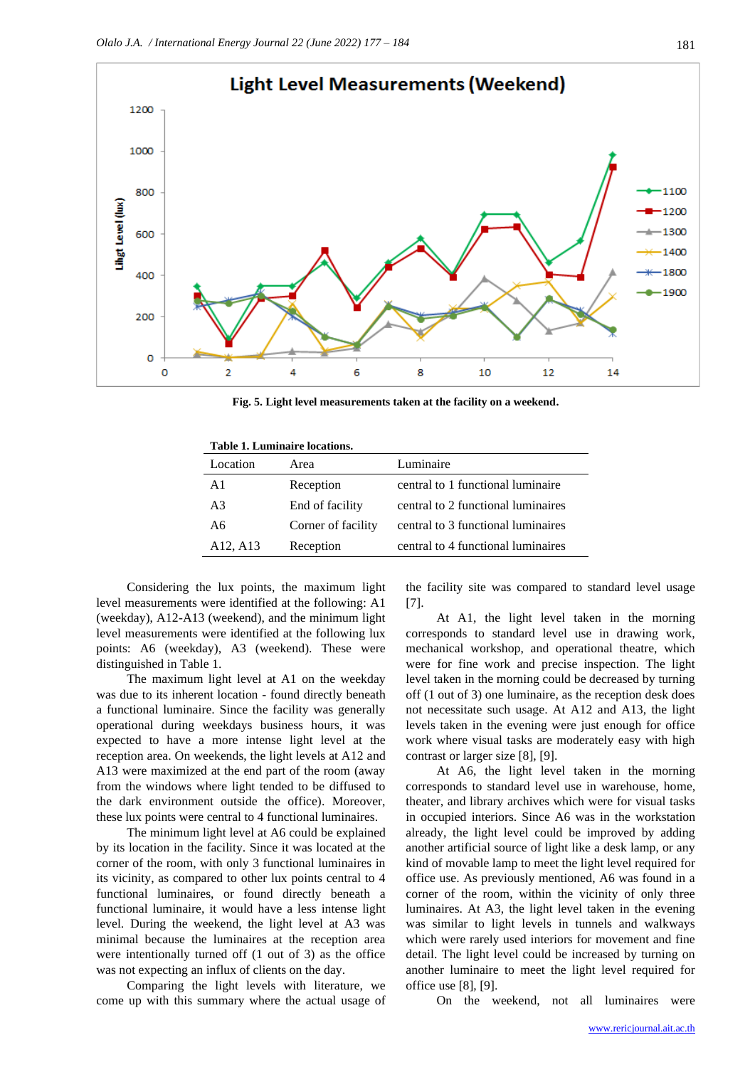Fig. 5. Light level measurements taken at the facility on a weekend.

**Table 1. Luminaire locations.**

| Location | Area | Luminaire |
|---|---|---|
| A1 | Reception | central to 1 functional luminaire |
| A3 | End of facility | central to 2 functional luminaires |
| A6 | Corner of facility | central to 3 functional luminaires |
| A12, A13 | Reception | central to 4 functional luminaires |

Considering the lux points, the maximum light level measurements were identified at the following: A1 (weekday), A12-A13 (weekend), and the minimum light level measurements were identified at the following lux points: A6 (weekday), A3 (weekend). These were distinguished in Table 1.

The maximum light level at A1 on the weekday was due to its inherent location - found directly beneath a functional luminaire. Since the facility was generally operational during weekdays business hours, it was expected to have a more intense light level at the reception area. On weekends, the light levels at A12 and A13 were maximized at the end part of the room (away from the windows where light tended to be diffused to the dark environment outside the office). Moreover, these lux points were central to 4 functional luminaires.

The minimum light level at A6 could be explained by its location in the facility. Since it was located at the corner of the room, with only 3 functional luminaires in its vicinity, as compared to other lux points central to 4 functional luminaires, or found directly beneath a functional luminaire, it would have a less intense light level. During the weekend, the light level at A3 was minimal because the luminaires at the reception area were intentionally turned off (1 out of 3) as the office was not expecting an influx of clients on the day.

Comparing the light levels with literature, we come up with this summary where the actual usage of the facility site was compared to standard level usage [7].

At A1, the light level taken in the morning corresponds to standard level use in drawing work, mechanical workshop, and operational theatre, which were for fine work and precise inspection. The light level taken in the morning could be decreased by turning off (1 out of 3) one luminaire, as the reception desk does not necessitate such usage. At A12 and A13, the light levels taken in the evening were just enough for office work where visual tasks are moderately easy with high contrast or larger size [8], [9].

At A6, the light level taken in the morning corresponds to standard level use in warehouse, home, theater, and library archives which were for visual tasks in occupied interiors. Since A6 was in the workstation already, the light level could be improved by adding another artificial source of light like a desk lamp, or any kind of movable lamp to meet the light level required for office use. As previously mentioned, A6 was found in a corner of the room, within the vicinity of only three luminaires. At A3, the light level taken in the evening was similar to light levels in tunnels and walkways which were rarely used interiors for movement and fine detail. The light level could be increased by turning on another luminaire to meet the light level required for office use [8], [9].

On the weekend, not all luminaires were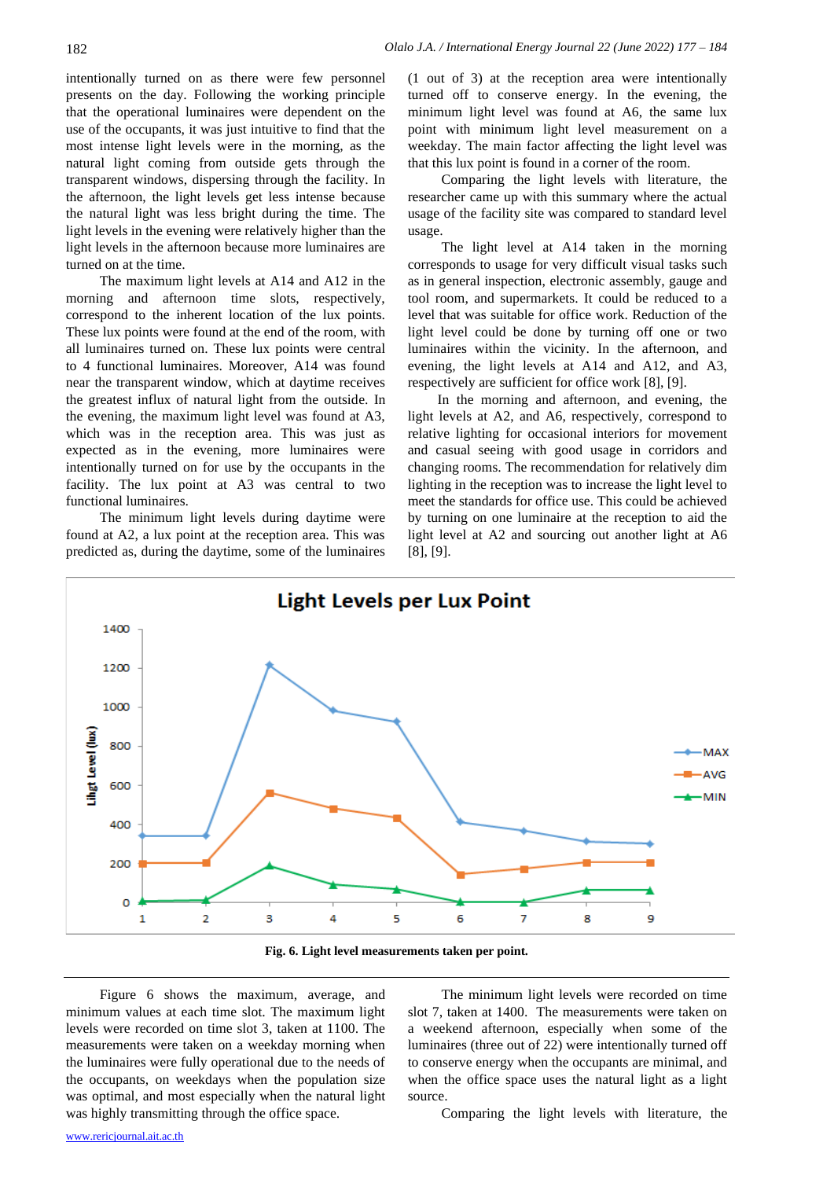intentionally turned on as there were few personnel presents on the day. Following the working principle that the operational luminaires were dependent on the use of the occupants, it was just intuitive to find that the most intense light levels were in the morning, as the natural light coming from outside gets through the transparent windows, dispersing through the facility. In the afternoon, the light levels get less intense because the natural light was less bright during the time. The light levels in the evening were relatively higher than the light levels in the afternoon because more luminaires are turned on at the time.

The maximum light levels at A14 and A12 in the morning and afternoon time slots, respectively, correspond to the inherent location of the lux points. These lux points were found at the end of the room, with all luminaires turned on. These lux points were central to 4 functional luminaires. Moreover, A14 was found near the transparent window, which at daytime receives the greatest influx of natural light from the outside. In the evening, the maximum light level was found at A3, which was in the reception area. This was just as expected as in the evening, more luminaires were intentionally turned on for use by the occupants in the facility. The lux point at A3 was central to two functional luminaires.

The minimum light levels during daytime were found at A2, a lux point at the reception area. This was predicted as, during the daytime, some of the luminaires (1 out of 3) at the reception area were intentionally turned off to conserve energy. In the evening, the minimum light level was found at A6, the same lux point with minimum light level measurement on a weekday. The main factor affecting the light level was that this lux point is found in a corner of the room.

Comparing the light levels with literature, the researcher came up with this summary where the actual usage of the facility site was compared to standard level usage.

The light level at A14 taken in the morning corresponds to usage for very difficult visual tasks such as in general inspection, electronic assembly, gauge and tool room, and supermarkets. It could be reduced to a level that was suitable for office work. Reduction of the light level could be done by turning off one or two luminaires within the vicinity. In the afternoon, and evening, the light levels at A14 and A12, and A3, respectively are sufficient for office work [8], [9].

In the morning and afternoon, and evening, the light levels at A2, and A6, respectively, correspond to relative lighting for occasional interiors for movement and casual seeing with good usage in corridors and changing rooms. The recommendation for relatively dim lighting in the reception was to increase the light level to meet the standards for office use. This could be achieved by turning on one luminaire at the reception to aid the light level at A2 and sourcing out another light at A6 [8], [9].

**Fig. 6. Light level measurements taken per point.**

Figure 6 shows the maximum, average, and minimum values at each time slot. The maximum light levels were recorded on time slot 3, taken at 1100. The measurements were taken on a weekday morning when the luminaires were fully operational due to the needs of the occupants, on weekdays when the population size was optimal, and most especially when the natural light was highly transmitting through the office space.

The minimum light levels were recorded on time slot 7, taken at 1400. The measurements were taken on a weekend afternoon, especially when some of the luminaires (three out of 22) were intentionally turned off to conserve energy when the occupants are minimal, and when the office space uses the natural light as a light source.

Comparing the light levels with literature, the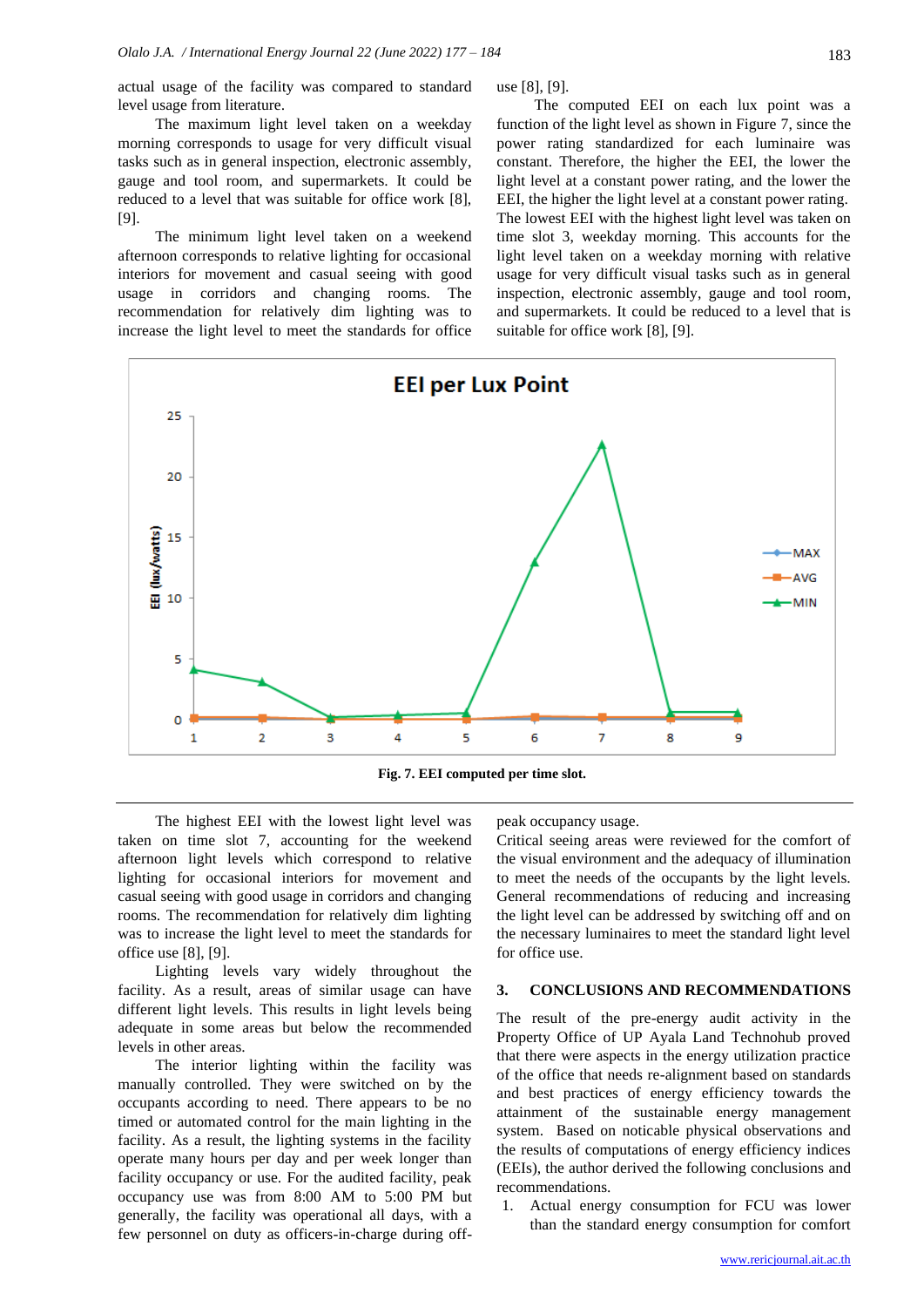actual usage of the facility was compared to standard level usage from literature.

The maximum light level taken on a weekday morning corresponds to usage for very difficult visual tasks such as in general inspection, electronic assembly, gauge and tool room, and supermarkets. It could be reduced to a level that was suitable for office work [8], [9].

The minimum light level taken on a weekend afternoon corresponds to relative lighting for occasional interiors for movement and casual seeing with good usage in corridors and changing rooms. The recommendation for relatively dim lighting was to increase the light level to meet the standards for office use [8], [9].

The computed EEI on each lux point was a function of the light level as shown in Figure 7, since the power rating standardized for each luminaire was constant. Therefore, the higher the EEI, the lower the light level at a constant power rating, and the lower the EEI, the higher the light level at a constant power rating. The lowest EEI with the highest light level was taken on time slot 3, weekday morning. This accounts for the light level taken on a weekday morning with relative usage for very difficult visual tasks such as in general inspection, electronic assembly, gauge and tool room, and supermarkets. It could be reduced to a level that is suitable for office work [8], [9].

**Fig. 7. EEI computed per time slot.**

The highest EEI with the lowest light level was taken on time slot 7, accounting for the weekend afternoon light levels which correspond to relative lighting for occasional interiors for movement and casual seeing with good usage in corridors and changing rooms. The recommendation for relatively dim lighting was to increase the light level to meet the standards for office use [8], [9].

Lighting levels vary widely throughout the facility. As a result, areas of similar usage can have different light levels. This results in light levels being adequate in some areas but below the recommended levels in other areas.

The interior lighting within the facility was manually controlled. They were switched on by the occupants according to need. There appears to be no timed or automated control for the main lighting in the facility. As a result, the lighting systems in the facility operate many hours per day and per week longer than facility occupancy or use. For the audited facility, peak occupancy use was from 8:00 AM to 5:00 PM but generally, the facility was operational all days, with a few personnel on duty as officers-in-charge during off-peak occupancy usage.

Critical seeing areas were reviewed for the comfort of the visual environment and the adequacy of illumination to meet the needs of the occupants by the light levels. General recommendations of reducing and increasing the light level can be addressed by switching off and on the necessary luminaires to meet the standard light level for office use.

## 3. CONCLUSIONS AND RECOMMENDATIONS

The result of the pre-energy audit activity in the Property Office of UP Ayala Land Technohub proved that there were aspects in the energy utilization practice of the office that needs re-alignment based on standards and best practices of energy efficiency towards the attainment of the sustainable energy management system. Based on noticable physical observations and the results of computations of energy efficiency indices (EEIs), the author derived the following conclusions and recommendations.

1. Actual energy consumption for FCU was lower than the standard energy consumption for comfort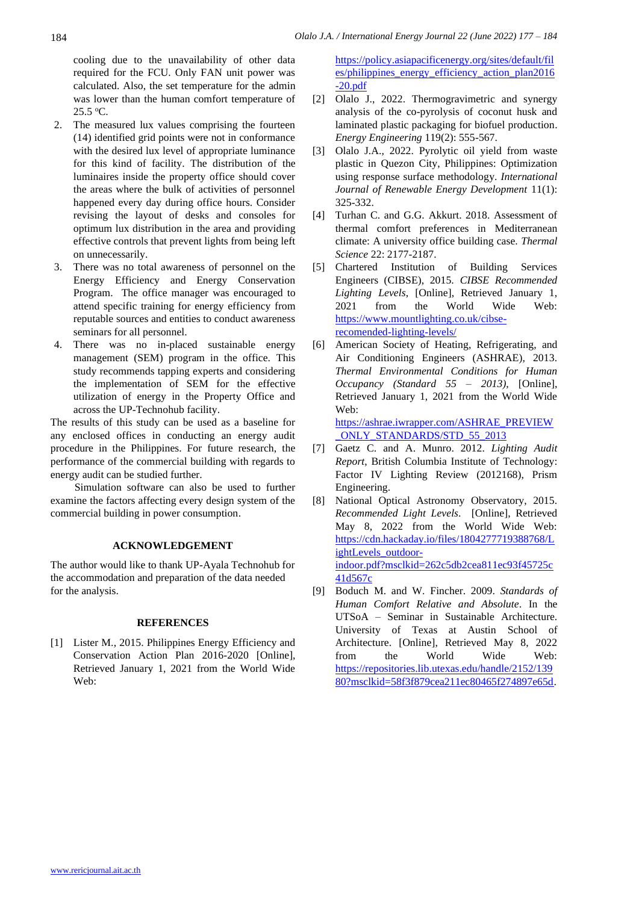cooling due to the unavailability of other data required for the FCU. Only FAN unit power was calculated. Also, the set temperature for the admin was lower than the human comfort temperature of 25.5 $^oC$.

2. The measured lux values comprising the fourteen (14) identified grid points were not in conformance with the desired lux level of appropriate luminance for this kind of facility. The distribution of the luminaires inside the property office should cover the areas where the bulk of activities of personnel happened every day during office hours. Consider revising the layout of desks and consoles for optimum lux distribution in the area and providing effective controls that prevent lights from being left on unnecessarily.
3. There was no total awareness of personnel on the Energy Efficiency and Energy Conservation Program. The office manager was encouraged to attend specific training for energy efficiency from reputable sources and entities to conduct awareness seminars for all personnel.
4. There was no in-placed sustainable energy management (SEM) program in the office. This study recommends tapping experts and considering the implementation of SEM for the effective utilization of energy in the Property Office and across the UP-Technohub facility.

The results of this study can be used as a baseline for any enclosed offices in conducting an energy audit procedure in the Philippines. For future research, the performance of the commercial building with regards to energy audit can be studied further.

Simulation software can also be used to further examine the factors affecting every design system of the commercial building in power consumption.

## ACKNOWLEDGEMENT

The author would like to thank UP-Ayala Technohub for the accommodation and preparation of the data needed for the analysis.

## REFERENCES

[1] Lister M., 2015. Philippines Energy Efficiency and Conservation Action Plan 2016-2020 [Online], Retrieved January 1, 2021 from the World Wide Web: https://policy.asiapacificenergy.org/sites/default/files/philippines_energy_efficiency_action_plan2016-20.pdf

[2] Olalo J., 2022. Thermogravimetric and synergy analysis of the co-pyrolysis of coconut husk and laminated plastic packaging for biofuel production. *Energy Engineering* 119(2): 555-567.

[3] Olalo J.A., 2022. Pyrolytic oil yield from waste plastic in Quezon City, Philippines: Optimization using response surface methodology. *International Journal of Renewable Energy Development* 11(1): 325-332.

[4] Turhan C. and G.G. Akkurt. 2018. Assessment of thermal comfort preferences in Mediterranean climate: A university office building case. *Thermal Science* 22: 2177-2187.

[5] Chartered Institution of Building Services Engineers (CIBSE), 2015. *CIBSE Recommended Lighting Levels*, [Online], Retrieved January 1, 2021 from the World Wide Web: https://www.mountlighting.co.uk/cibse-recomended-lighting-levels/

[6] American Society of Heating, Refrigerating, and Air Conditioning Engineers (ASHRAE), 2013. *Thermal Environmental Conditions for Human Occupancy (Standard 55 – 2013)*, [Online], Retrieved January 1, 2021 from the World Wide Web: https://ashrae.iwrapper.com/ASHRAE_PREVIEW_ONLY_STANDARDS/STD_55_2013

[7] Gaetz C. and A. Munro. 2012. *Lighting Audit Report*, British Columbia Institute of Technology: Factor IV Lighting Review (2012168), Prism Engineering.

[8] National Optical Astronomy Observatory, 2015. *Recommended Light Levels*. [Online], Retrieved May 8, 2022 from the World Wide Web: https://cdn.hackaday.io/files/1804277719388768/LightLevels_outdoor-indoor.pdf?msclkid=262c5db2cea811ec93f45725c41d567c

[9] Boduch M. and W. Fincher. 2009. *Standards of Human Comfort Relative and Absolute*. In the UTSoA – Seminar in Sustainable Architecture. University of Texas at Austin School of Architecture. [Online], Retrieved May 8, 2022 from the World Wide Web: https://repositories.lib.utexas.edu/handle/2152/13980?msclkid=58f3f879cea211ec80465f274897e65d.